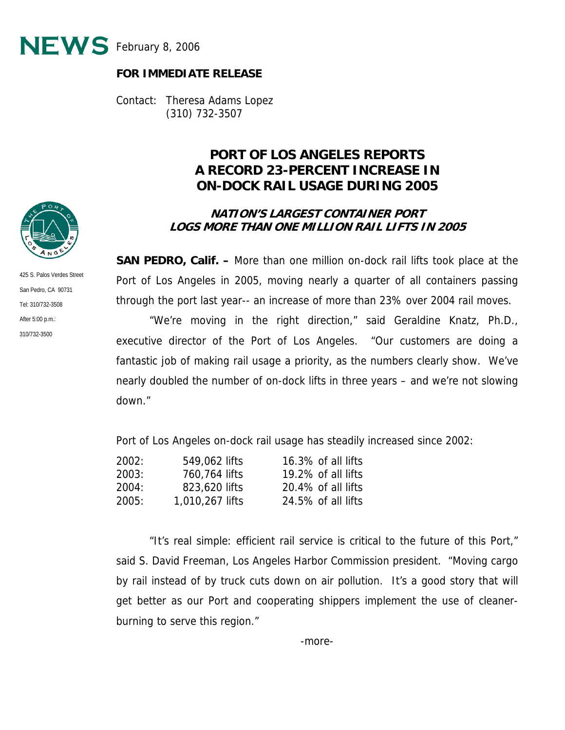# NEWS February 8, 2006

**FOR IMMEDIATE RELEASE**

Contact: Theresa Adams Lopez
(310) 732-3507

425 S. Palos Verdes Street
San Pedro, CA 90731
Tel: 310/732-3508
After 5:00 p.m.:
310/732-3500

## PORT OF LOS ANGELES REPORTS A RECORD 23-PERCENT INCREASE IN ON-DOCK RAIL USAGE DURING 2005

### *NATION'S LARGEST CONTAINER PORT LOGS MORE THAN ONE MILLION RAIL LIFTS IN 2005*

**SAN PEDRO, Calif. –** More than one million on-dock rail lifts took place at the Port of Los Angeles in 2005, moving nearly a quarter of all containers passing through the port last year-- an increase of more than 23% over 2004 rail moves.

"We're moving in the right direction," said Geraldine Knatz, Ph.D., executive director of the Port of Los Angeles. "Our customers are doing a fantastic job of making rail usage a priority, as the numbers clearly show. We've nearly doubled the number of on-dock lifts in three years – and we're not slowing down."

Port of Los Angeles on-dock rail usage has steadily increased since 2002:

| | | |
|---|---|---|
| 2002: | 549,062 lifts | 16.3% of all lifts |
| 2003: | 760,764 lifts | 19.2% of all lifts |
| 2004: | 823,620 lifts | 20.4% of all lifts |
| 2005: | 1,010,267 lifts | 24.5% of all lifts |

"It's real simple: efficient rail service is critical to the future of this Port," said S. David Freeman, Los Angeles Harbor Commission president. "Moving cargo by rail instead of by truck cuts down on air pollution. It's a good story that will get better as our Port and cooperating shippers implement the use of cleaner-burning to serve this region."

-more-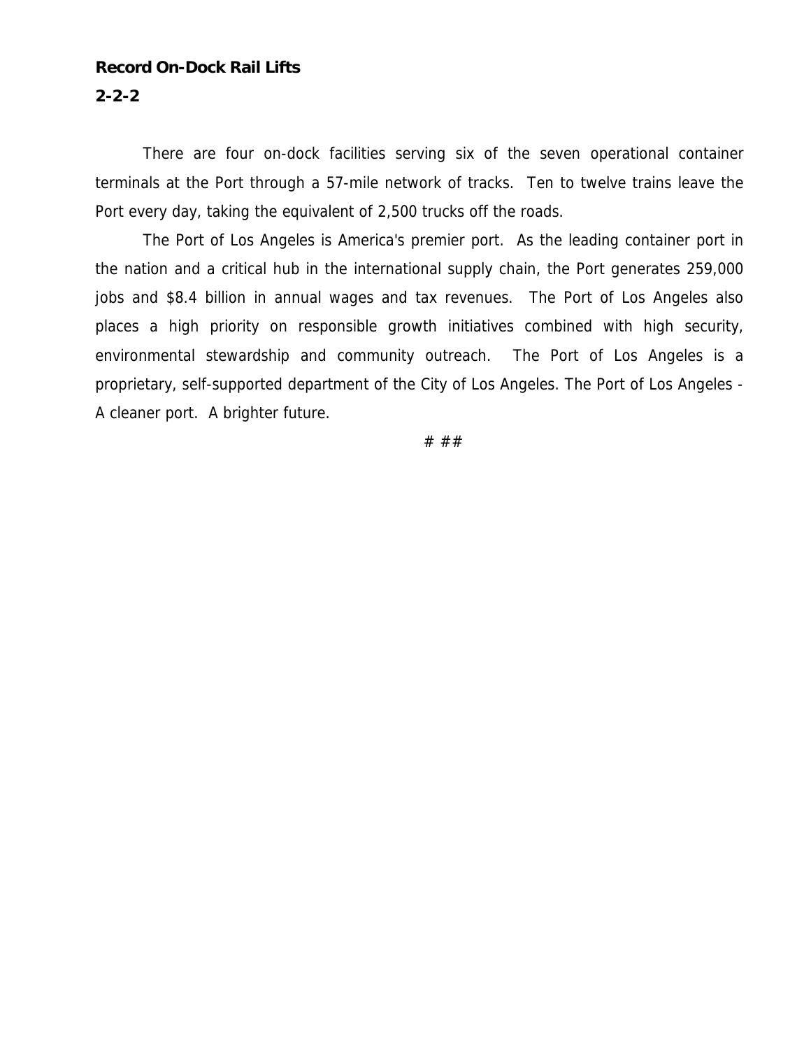There are four on-dock facilities serving six of the seven operational container terminals at the Port through a 57-mile network of tracks. Ten to twelve trains leave the Port every day, taking the equivalent of 2,500 trucks off the roads.

The Port of Los Angeles is America's premier port. As the leading container port in the nation and a critical hub in the international supply chain, the Port generates 259,000 jobs and $8.4 billion in annual wages and tax revenues. The Port of Los Angeles also places a high priority on responsible growth initiatives combined with high security, environmental stewardship and community outreach. The Port of Los Angeles is a proprietary, self-supported department of the City of Los Angeles. The Port of Los Angeles - A cleaner port. A brighter future.

# ##